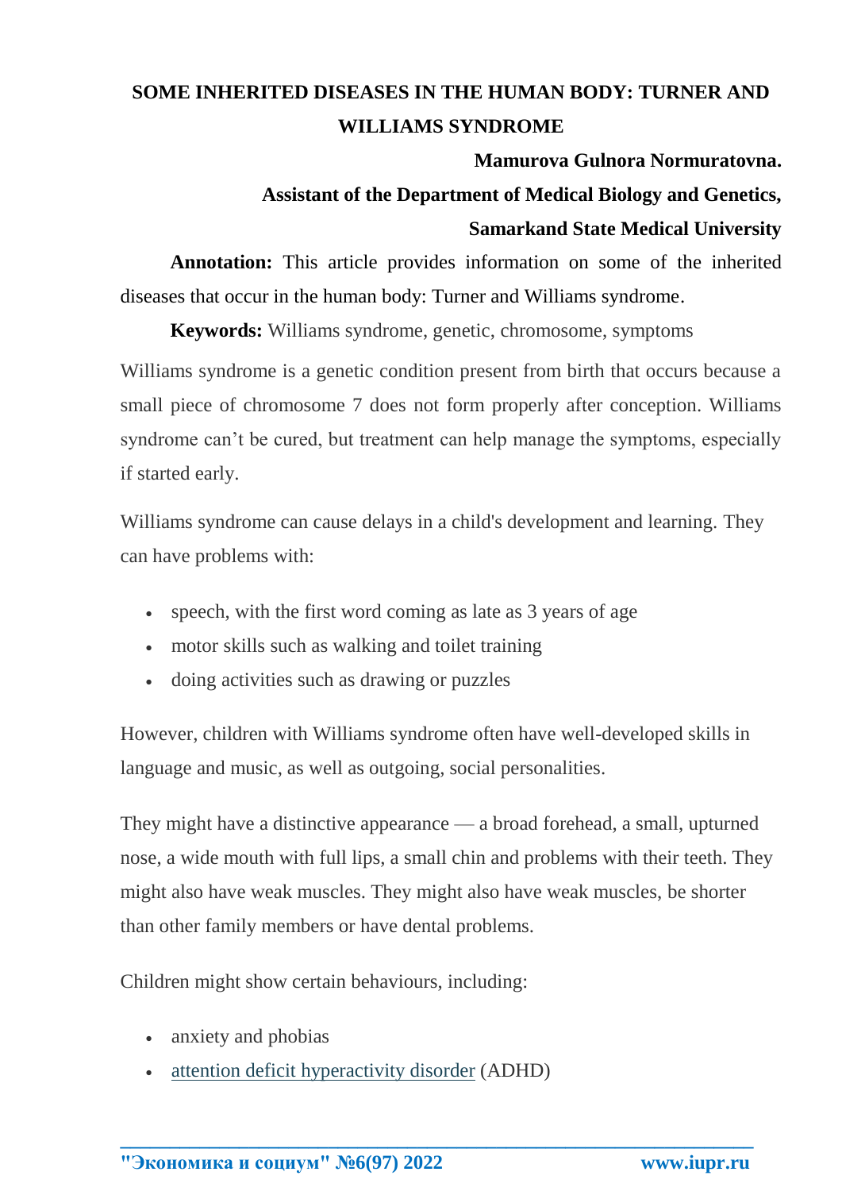# SOME INHERITED DISEASES IN THE HUMAN BODY: TURNER AND WILLIAMS SYNDROME

**Mamurova Gulnora Normuratovna.**

**Assistant of the Department of Medical Biology and Genetics,**

**Samarkand State Medical University**

**Annotation:** This article provides information on some of the inherited diseases that occur in the human body: Turner and Williams syndrome.

**Keywords:** Williams syndrome, genetic, chromosome, symptoms

Williams syndrome is a genetic condition present from birth that occurs because a small piece of chromosome 7 does not form properly after conception. Williams syndrome can't be cured, but treatment can help manage the symptoms, especially if started early.

Williams syndrome can cause delays in a child's development and learning. They can have problems with:

- speech, with the first word coming as late as 3 years of age
- motor skills such as walking and toilet training
- doing activities such as drawing or puzzles

However, children with Williams syndrome often have well-developed skills in language and music, as well as outgoing, social personalities.

They might have a distinctive appearance — a broad forehead, a small, upturned nose, a wide mouth with full lips, a small chin and problems with their teeth. They might also have weak muscles. They might also have weak muscles, be shorter than other family members or have dental problems.

Children might show certain behaviours, including:

- anxiety and phobias
- attention deficit hyperactivity disorder (ADHD)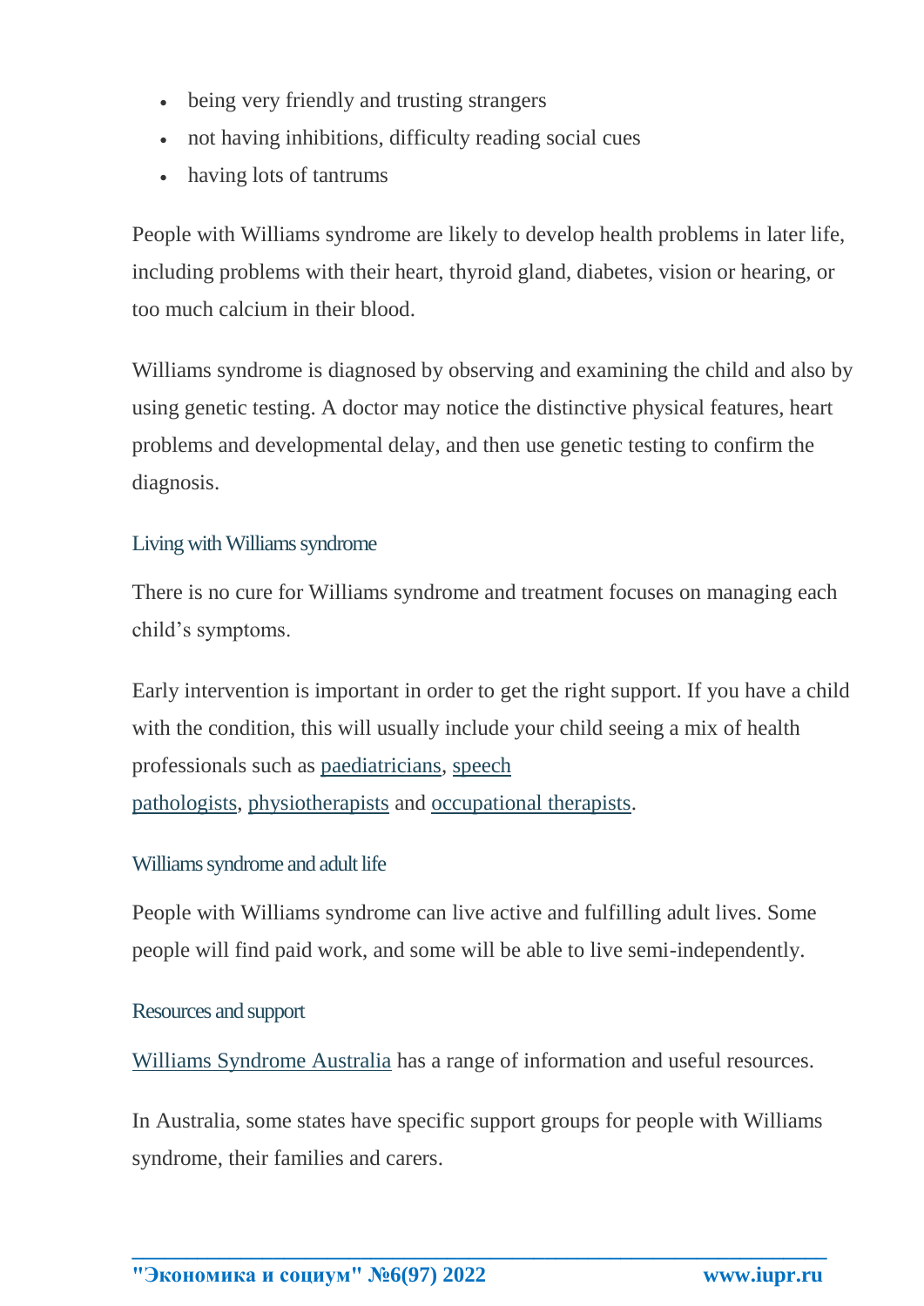- being very friendly and trusting strangers
- not having inhibitions, difficulty reading social cues
- having lots of tantrums

People with Williams syndrome are likely to develop health problems in later life, including problems with their heart, thyroid gland, diabetes, vision or hearing, or too much calcium in their blood.

Williams syndrome is diagnosed by observing and examining the child and also by using genetic testing. A doctor may notice the distinctive physical features, heart problems and developmental delay, and then use genetic testing to confirm the diagnosis.

### Living with Williams syndrome

There is no cure for Williams syndrome and treatment focuses on managing each child's symptoms.

Early intervention is important in order to get the right support. If you have a child with the condition, this will usually include your child seeing a mix of health professionals such as paediatricians, speech pathologists, physiotherapists and occupational therapists.

### Williams syndrome and adult life

People with Williams syndrome can live active and fulfilling adult lives. Some people will find paid work, and some will be able to live semi-independently.

### Resources and support

Williams Syndrome Australia has a range of information and useful resources.

In Australia, some states have specific support groups for people with Williams syndrome, their families and carers.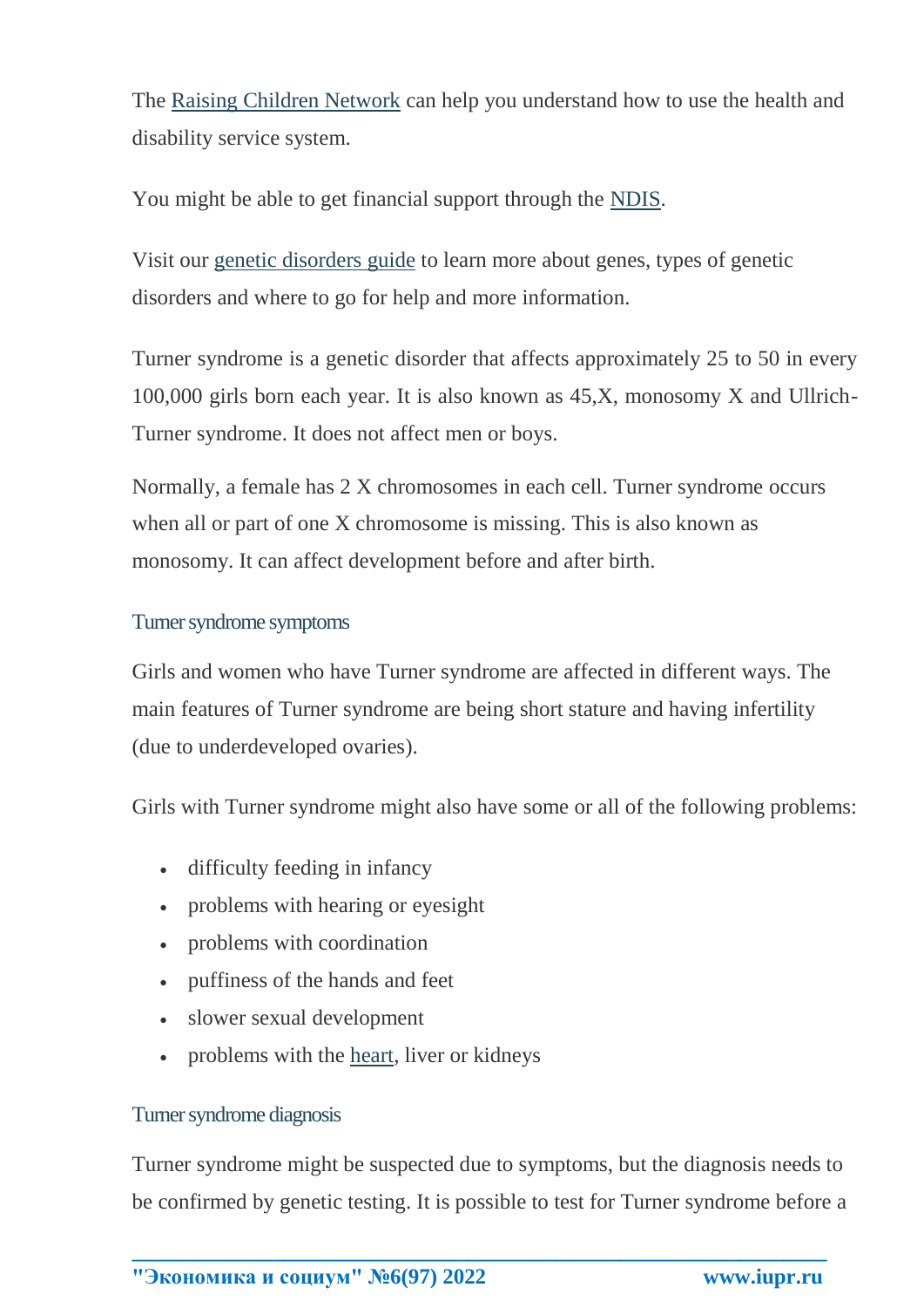The Raising Children Network can help you understand how to use the health and disability service system.

You might be able to get financial support through the NDIS.

Visit our genetic disorders guide to learn more about genes, types of genetic disorders and where to go for help and more information.

Turner syndrome is a genetic disorder that affects approximately 25 to 50 in every 100,000 girls born each year. It is also known as 45,X, monosomy X and Ullrich-Turner syndrome. It does not affect men or boys.

Normally, a female has 2 X chromosomes in each cell. Turner syndrome occurs when all or part of one X chromosome is missing. This is also known as monosomy. It can affect development before and after birth.

### Turner syndrome symptoms

Girls and women who have Turner syndrome are affected in different ways. The main features of Turner syndrome are being short stature and having infertility (due to underdeveloped ovaries).

Girls with Turner syndrome might also have some or all of the following problems:

- difficulty feeding in infancy
- problems with hearing or eyesight
- problems with coordination
- puffiness of the hands and feet
- slower sexual development
- problems with the heart, liver or kidneys

### Turner syndrome diagnosis

Turner syndrome might be suspected due to symptoms, but the diagnosis needs to be confirmed by genetic testing. It is possible to test for Turner syndrome before a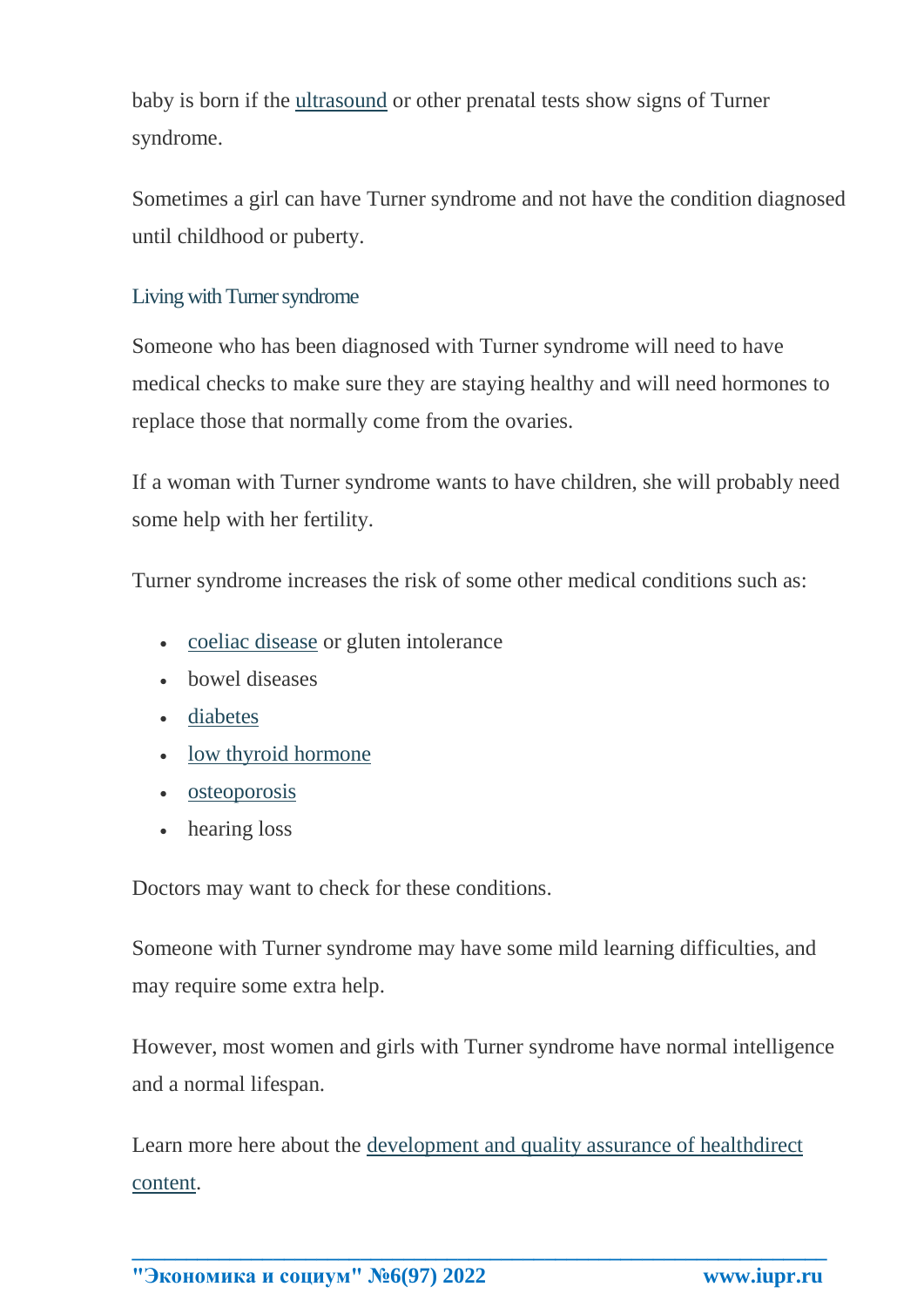baby is born if the ultrasound or other prenatal tests show signs of Turner syndrome.

Sometimes a girl can have Turner syndrome and not have the condition diagnosed until childhood or puberty.

### Living with Turner syndrome

Someone who has been diagnosed with Turner syndrome will need to have medical checks to make sure they are staying healthy and will need hormones to replace those that normally come from the ovaries.

If a woman with Turner syndrome wants to have children, she will probably need some help with her fertility.

Turner syndrome increases the risk of some other medical conditions such as:

- coeliac disease or gluten intolerance
- bowel diseases
- diabetes
- low thyroid hormone
- osteoporosis
- hearing loss

Doctors may want to check for these conditions.

Someone with Turner syndrome may have some mild learning difficulties, and may require some extra help.

However, most women and girls with Turner syndrome have normal intelligence and a normal lifespan.

Learn more here about the development and quality assurance of healthdirect content.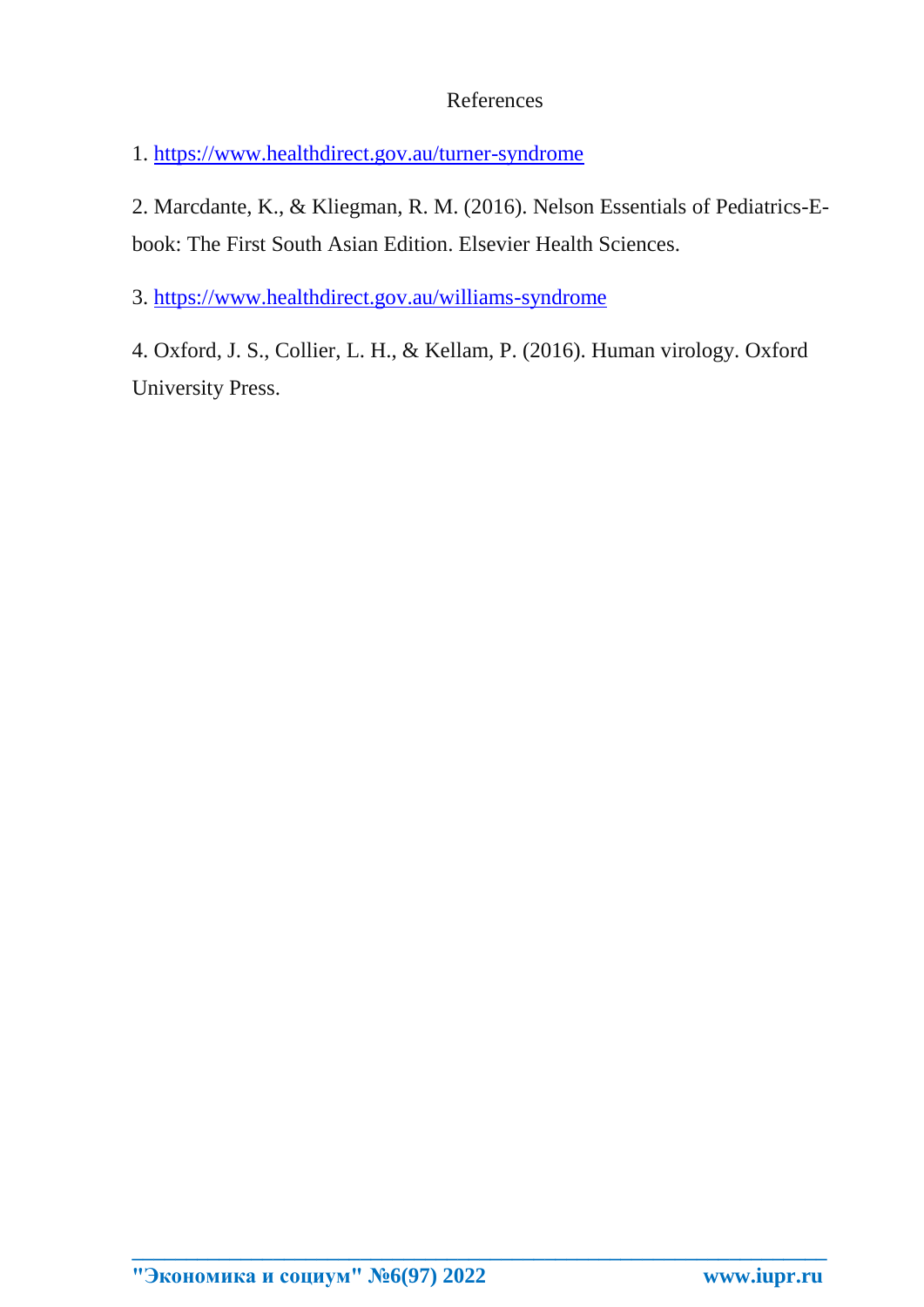## References

1. https://www.healthdirect.gov.au/turner-syndrome

2. Marcdante, K., & Kliegman, R. M. (2016). Nelson Essentials of Pediatrics-E-book: The First South Asian Edition. Elsevier Health Sciences.

3. https://www.healthdirect.gov.au/williams-syndrome

4. Oxford, J. S., Collier, L. H., & Kellam, P. (2016). Human virology. Oxford University Press.